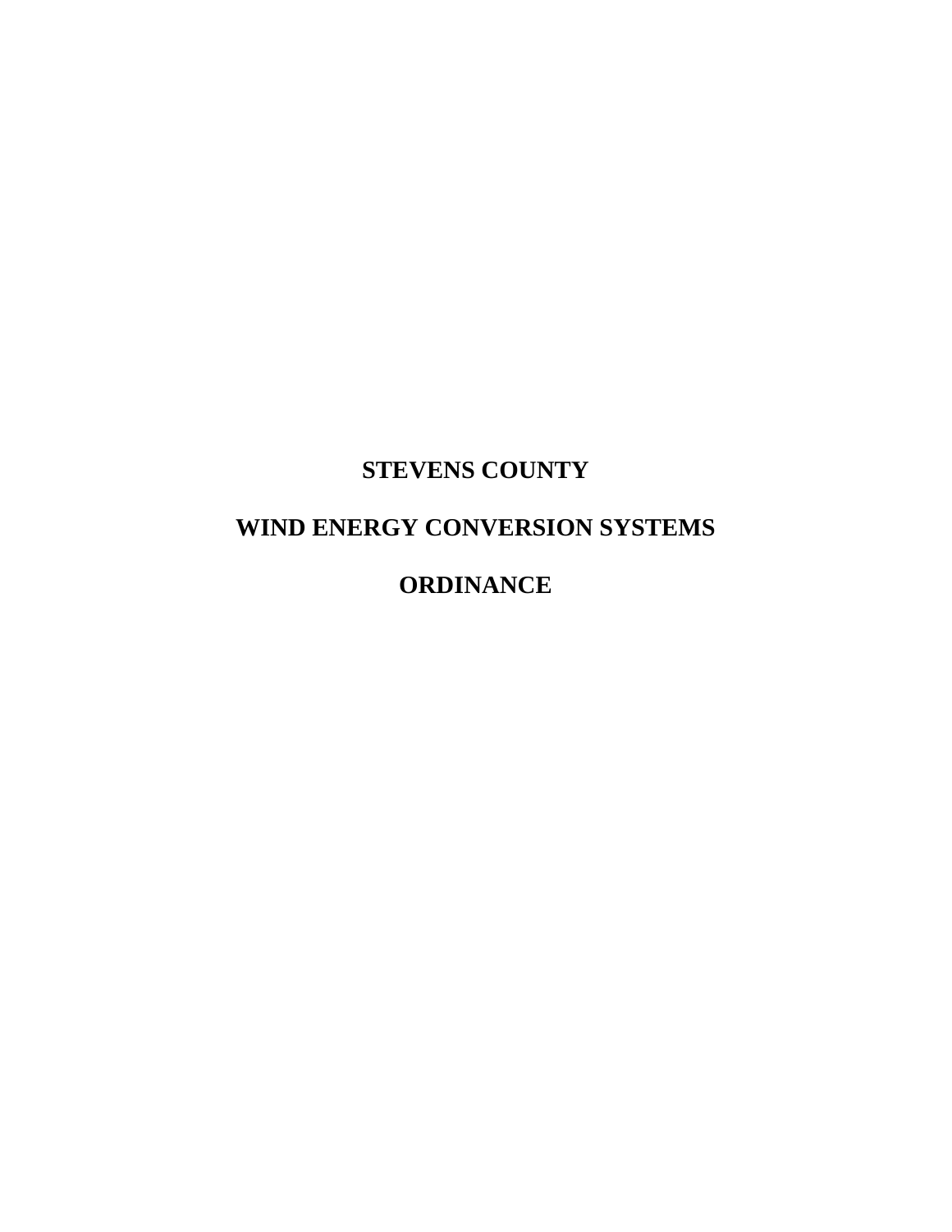# STEVENS COUNTY

# WIND ENERGY CONVERSION SYSTEMS

# ORDINANCE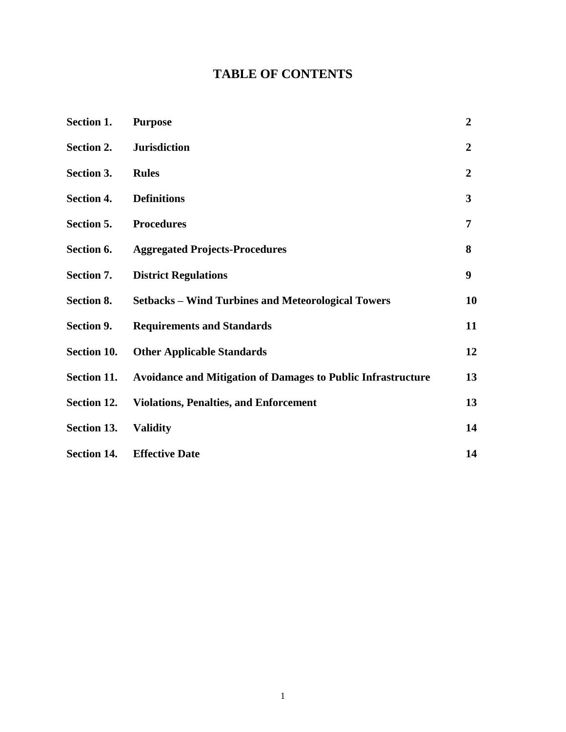# TABLE OF CONTENTS

| | | |
|---|---|---|
| **Section 1.** | **Purpose** | **2** |
| **Section 2.** | **Jurisdiction** | **2** |
| **Section 3.** | **Rules** | **2** |
| **Section 4.** | **Definitions** | **3** |
| **Section 5.** | **Procedures** | **7** |
| **Section 6.** | **Aggregated Projects-Procedures** | **8** |
| **Section 7.** | **District Regulations** | **9** |
| **Section 8.** | **Setbacks – Wind Turbines and Meteorological Towers** | **10** |
| **Section 9.** | **Requirements and Standards** | **11** |
| **Section 10.** | **Other Applicable Standards** | **12** |
| **Section 11.** | **Avoidance and Mitigation of Damages to Public Infrastructure** | **13** |
| **Section 12.** | **Violations, Penalties, and Enforcement** | **13** |
| **Section 13.** | **Validity** | **14** |
| **Section 14.** | **Effective Date** | **14** |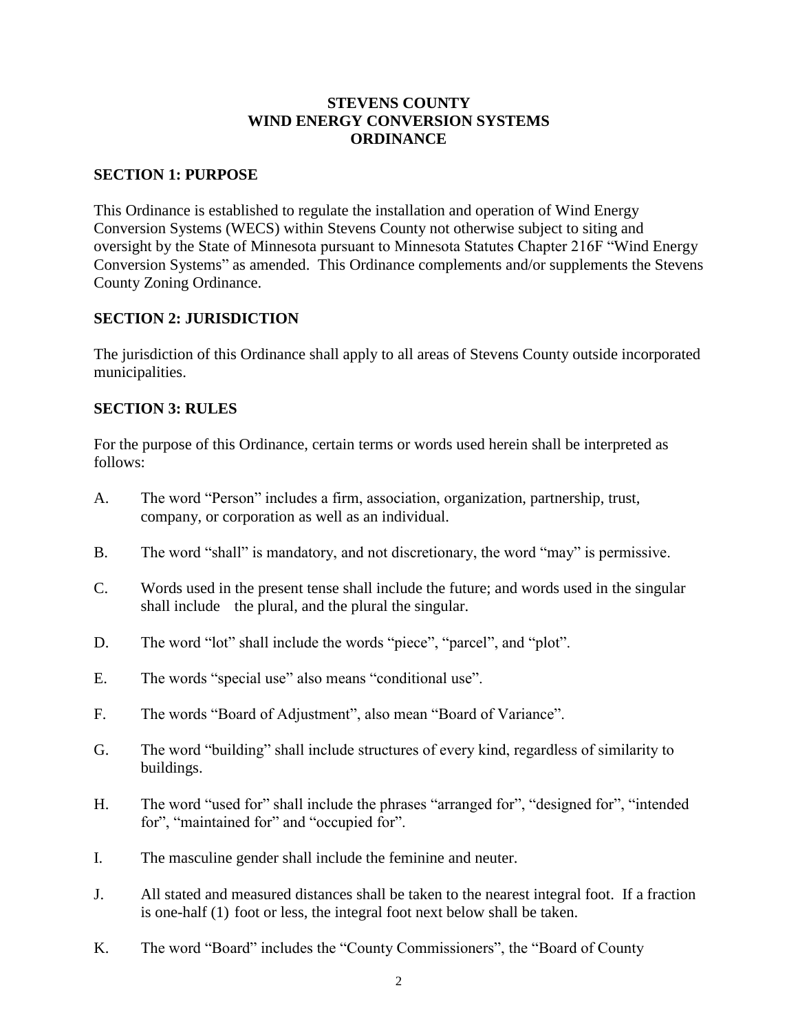**STEVENS COUNTY**
**WIND ENERGY CONVERSION SYSTEMS**
**ORDINANCE**

## SECTION 1: PURPOSE

This Ordinance is established to regulate the installation and operation of Wind Energy Conversion Systems (WECS) within Stevens County not otherwise subject to siting and oversight by the State of Minnesota pursuant to Minnesota Statutes Chapter 216F "Wind Energy Conversion Systems" as amended. This Ordinance complements and/or supplements the Stevens County Zoning Ordinance.

## SECTION 2: JURISDICTION

The jurisdiction of this Ordinance shall apply to all areas of Stevens County outside incorporated municipalities.

## SECTION 3: RULES

For the purpose of this Ordinance, certain terms or words used herein shall be interpreted as follows:

A. The word "Person" includes a firm, association, organization, partnership, trust, company, or corporation as well as an individual.

B. The word "shall" is mandatory, and not discretionary, the word "may" is permissive.

C. Words used in the present tense shall include the future; and words used in the singular shall include the plural, and the plural the singular.

D. The word "lot" shall include the words "piece", "parcel", and "plot".

E. The words "special use" also means "conditional use".

F. The words "Board of Adjustment", also mean "Board of Variance".

G. The word "building" shall include structures of every kind, regardless of similarity to buildings.

H. The word "used for" shall include the phrases "arranged for", "designed for", "intended for", "maintained for" and "occupied for".

I. The masculine gender shall include the feminine and neuter.

J. All stated and measured distances shall be taken to the nearest integral foot. If a fraction is one-half (1) foot or less, the integral foot next below shall be taken.

K. The word "Board" includes the "County Commissioners", the "Board of County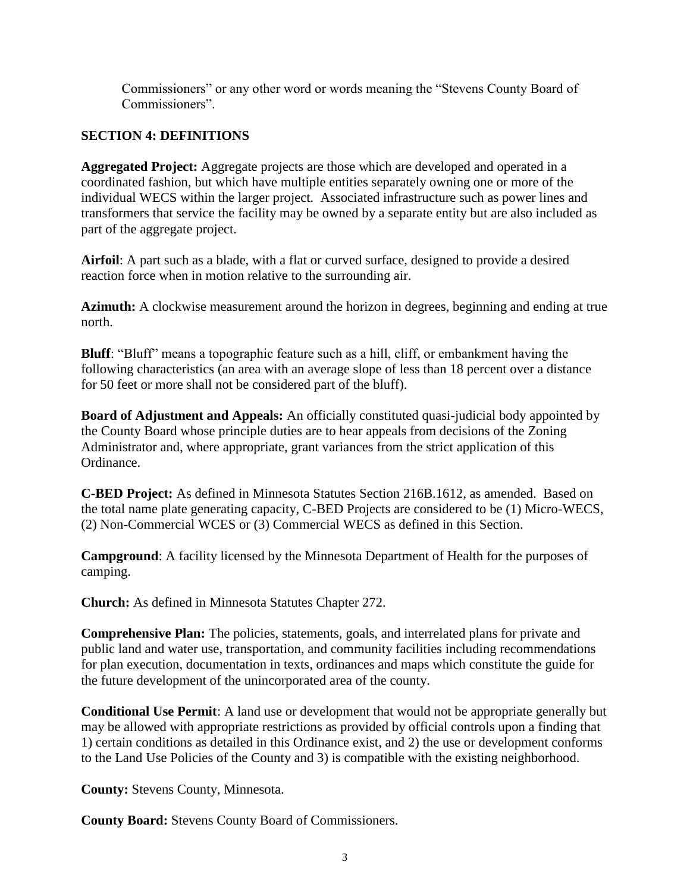Commissioners" or any other word or words meaning the "Stevens County Board of Commissioners".

## SECTION 4: DEFINITIONS

**Aggregated Project:** Aggregate projects are those which are developed and operated in a coordinated fashion, but which have multiple entities separately owning one or more of the individual WECS within the larger project. Associated infrastructure such as power lines and transformers that service the facility may be owned by a separate entity but are also included as part of the aggregate project.

**Airfoil**: A part such as a blade, with a flat or curved surface, designed to provide a desired reaction force when in motion relative to the surrounding air.

**Azimuth:** A clockwise measurement around the horizon in degrees, beginning and ending at true north.

**Bluff**: "Bluff" means a topographic feature such as a hill, cliff, or embankment having the following characteristics (an area with an average slope of less than 18 percent over a distance for 50 feet or more shall not be considered part of the bluff).

**Board of Adjustment and Appeals:** An officially constituted quasi-judicial body appointed by the County Board whose principle duties are to hear appeals from decisions of the Zoning Administrator and, where appropriate, grant variances from the strict application of this Ordinance.

**C-BED Project:** As defined in Minnesota Statutes Section 216B.1612, as amended. Based on the total name plate generating capacity, C-BED Projects are considered to be (1) Micro-WECS, (2) Non-Commercial WCES or (3) Commercial WECS as defined in this Section.

**Campground**: A facility licensed by the Minnesota Department of Health for the purposes of camping.

**Church:** As defined in Minnesota Statutes Chapter 272.

**Comprehensive Plan:** The policies, statements, goals, and interrelated plans for private and public land and water use, transportation, and community facilities including recommendations for plan execution, documentation in texts, ordinances and maps which constitute the guide for the future development of the unincorporated area of the county.

**Conditional Use Permit**: A land use or development that would not be appropriate generally but may be allowed with appropriate restrictions as provided by official controls upon a finding that 1) certain conditions as detailed in this Ordinance exist, and 2) the use or development conforms to the Land Use Policies of the County and 3) is compatible with the existing neighborhood.

**County:** Stevens County, Minnesota.

**County Board:** Stevens County Board of Commissioners.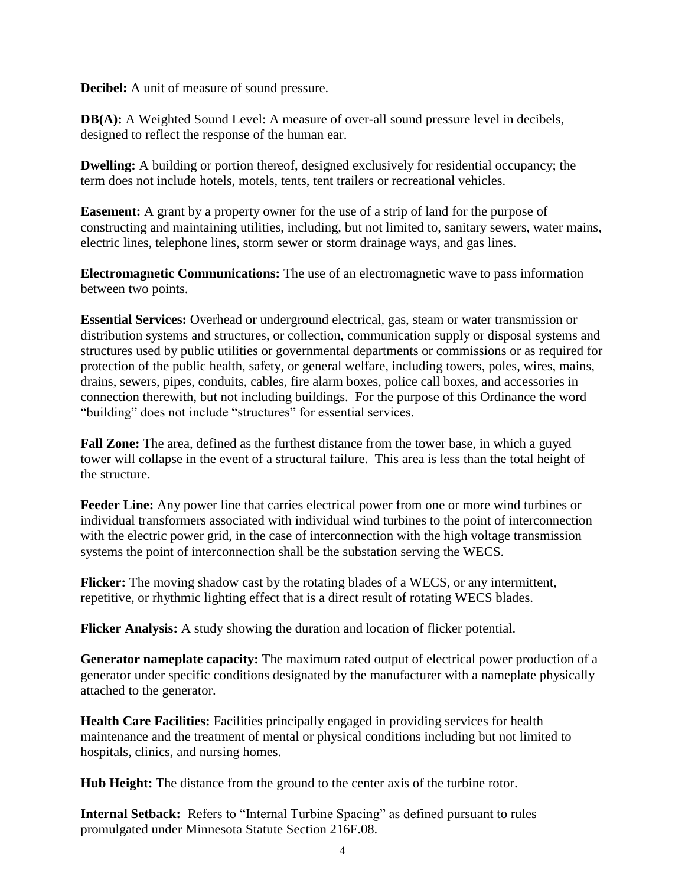**Decibel:** A unit of measure of sound pressure.

**DB(A):** A Weighted Sound Level: A measure of over-all sound pressure level in decibels, designed to reflect the response of the human ear.

**Dwelling:** A building or portion thereof, designed exclusively for residential occupancy; the term does not include hotels, motels, tents, tent trailers or recreational vehicles.

**Easement:** A grant by a property owner for the use of a strip of land for the purpose of constructing and maintaining utilities, including, but not limited to, sanitary sewers, water mains, electric lines, telephone lines, storm sewer or storm drainage ways, and gas lines.

**Electromagnetic Communications:** The use of an electromagnetic wave to pass information between two points.

**Essential Services:** Overhead or underground electrical, gas, steam or water transmission or distribution systems and structures, or collection, communication supply or disposal systems and structures used by public utilities or governmental departments or commissions or as required for protection of the public health, safety, or general welfare, including towers, poles, wires, mains, drains, sewers, pipes, conduits, cables, fire alarm boxes, police call boxes, and accessories in connection therewith, but not including buildings. For the purpose of this Ordinance the word "building" does not include "structures" for essential services.

**Fall Zone:** The area, defined as the furthest distance from the tower base, in which a guyed tower will collapse in the event of a structural failure. This area is less than the total height of the structure.

**Feeder Line:** Any power line that carries electrical power from one or more wind turbines or individual transformers associated with individual wind turbines to the point of interconnection with the electric power grid, in the case of interconnection with the high voltage transmission systems the point of interconnection shall be the substation serving the WECS.

**Flicker:** The moving shadow cast by the rotating blades of a WECS, or any intermittent, repetitive, or rhythmic lighting effect that is a direct result of rotating WECS blades.

**Flicker Analysis:** A study showing the duration and location of flicker potential.

**Generator nameplate capacity:** The maximum rated output of electrical power production of a generator under specific conditions designated by the manufacturer with a nameplate physically attached to the generator.

**Health Care Facilities:** Facilities principally engaged in providing services for health maintenance and the treatment of mental or physical conditions including but not limited to hospitals, clinics, and nursing homes.

**Hub Height:** The distance from the ground to the center axis of the turbine rotor.

**Internal Setback:** Refers to "Internal Turbine Spacing" as defined pursuant to rules promulgated under Minnesota Statute Section 216F.08.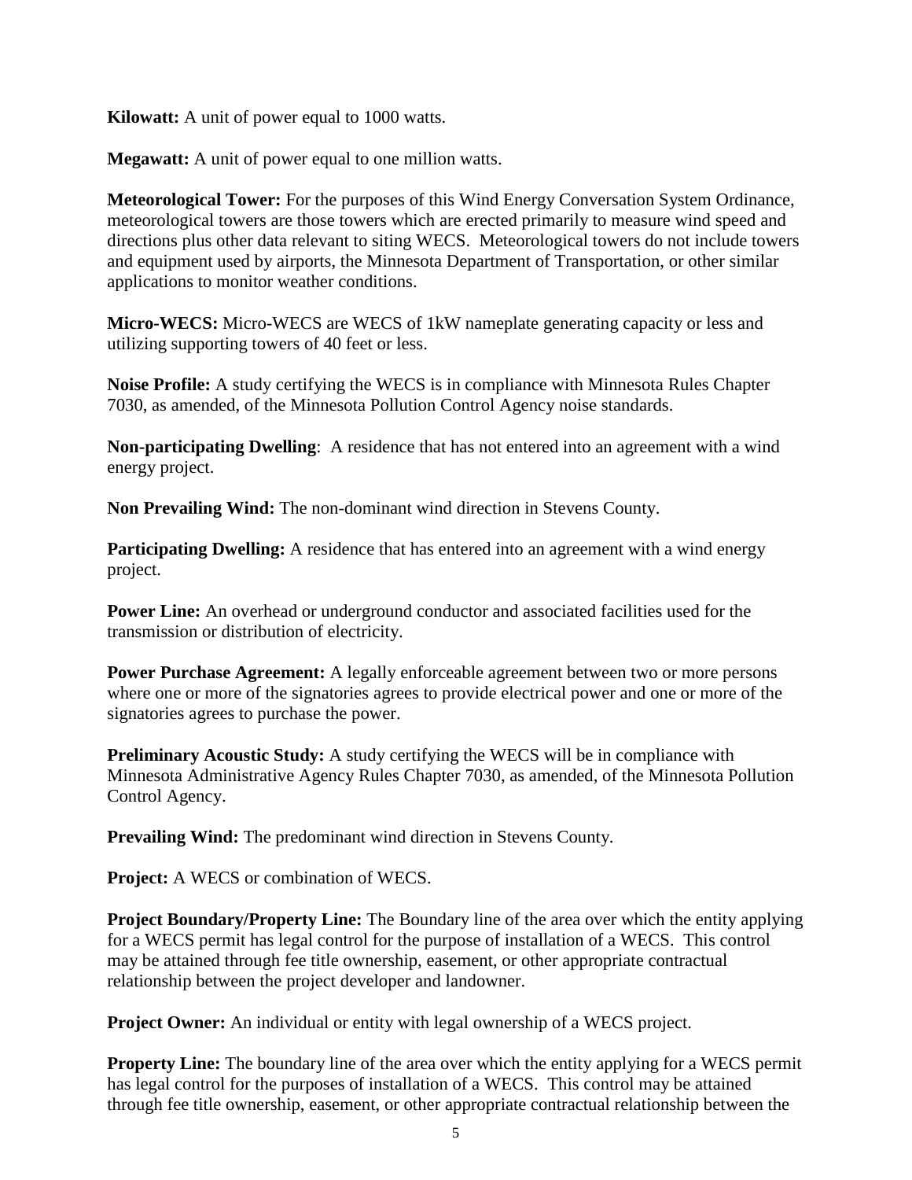**Kilowatt:** A unit of power equal to 1000 watts.

**Megawatt:** A unit of power equal to one million watts.

**Meteorological Tower:** For the purposes of this Wind Energy Conversation System Ordinance, meteorological towers are those towers which are erected primarily to measure wind speed and directions plus other data relevant to siting WECS. Meteorological towers do not include towers and equipment used by airports, the Minnesota Department of Transportation, or other similar applications to monitor weather conditions.

**Micro-WECS:** Micro-WECS are WECS of 1kW nameplate generating capacity or less and utilizing supporting towers of 40 feet or less.

**Noise Profile:** A study certifying the WECS is in compliance with Minnesota Rules Chapter 7030, as amended, of the Minnesota Pollution Control Agency noise standards.

**Non-participating Dwelling**: A residence that has not entered into an agreement with a wind energy project.

**Non Prevailing Wind:** The non-dominant wind direction in Stevens County.

**Participating Dwelling:** A residence that has entered into an agreement with a wind energy project.

**Power Line:** An overhead or underground conductor and associated facilities used for the transmission or distribution of electricity.

**Power Purchase Agreement:** A legally enforceable agreement between two or more persons where one or more of the signatories agrees to provide electrical power and one or more of the signatories agrees to purchase the power.

**Preliminary Acoustic Study:** A study certifying the WECS will be in compliance with Minnesota Administrative Agency Rules Chapter 7030, as amended, of the Minnesota Pollution Control Agency.

**Prevailing Wind:** The predominant wind direction in Stevens County.

**Project:** A WECS or combination of WECS.

**Project Boundary/Property Line:** The Boundary line of the area over which the entity applying for a WECS permit has legal control for the purpose of installation of a WECS. This control may be attained through fee title ownership, easement, or other appropriate contractual relationship between the project developer and landowner.

**Project Owner:** An individual or entity with legal ownership of a WECS project.

**Property Line:** The boundary line of the area over which the entity applying for a WECS permit has legal control for the purposes of installation of a WECS. This control may be attained through fee title ownership, easement, or other appropriate contractual relationship between the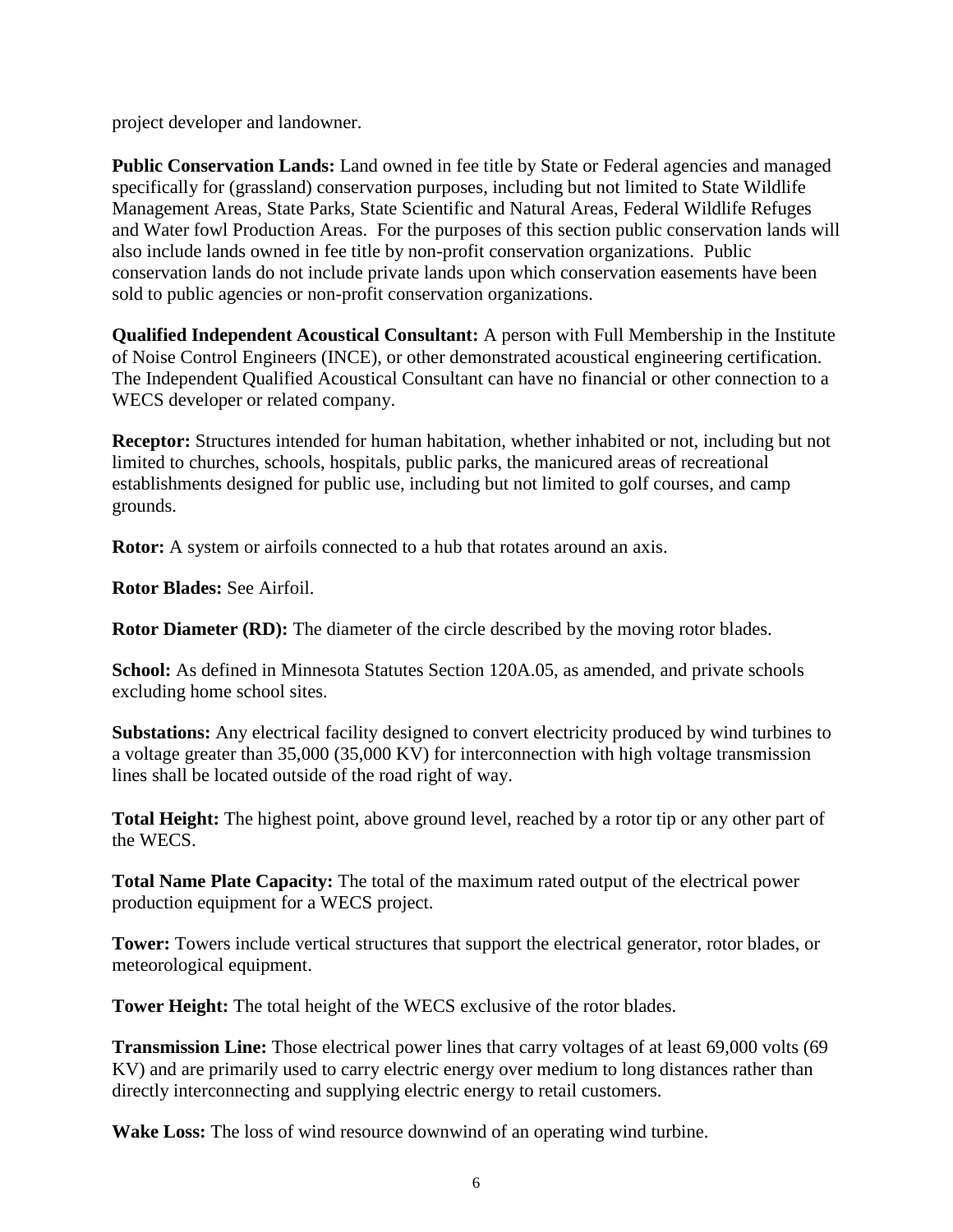project developer and landowner.

**Public Conservation Lands:** Land owned in fee title by State or Federal agencies and managed specifically for (grassland) conservation purposes, including but not limited to State Wildlife Management Areas, State Parks, State Scientific and Natural Areas, Federal Wildlife Refuges and Water fowl Production Areas. For the purposes of this section public conservation lands will also include lands owned in fee title by non-profit conservation organizations. Public conservation lands do not include private lands upon which conservation easements have been sold to public agencies or non-profit conservation organizations.

**Qualified Independent Acoustical Consultant:** A person with Full Membership in the Institute of Noise Control Engineers (INCE), or other demonstrated acoustical engineering certification. The Independent Qualified Acoustical Consultant can have no financial or other connection to a WECS developer or related company.

**Receptor:** Structures intended for human habitation, whether inhabited or not, including but not limited to churches, schools, hospitals, public parks, the manicured areas of recreational establishments designed for public use, including but not limited to golf courses, and camp grounds.

**Rotor:** A system or airfoils connected to a hub that rotates around an axis.

**Rotor Blades:** See Airfoil.

**Rotor Diameter (RD):** The diameter of the circle described by the moving rotor blades.

**School:** As defined in Minnesota Statutes Section 120A.05, as amended, and private schools excluding home school sites.

**Substations:** Any electrical facility designed to convert electricity produced by wind turbines to a voltage greater than 35,000 (35,000 KV) for interconnection with high voltage transmission lines shall be located outside of the road right of way.

**Total Height:** The highest point, above ground level, reached by a rotor tip or any other part of the WECS.

**Total Name Plate Capacity:** The total of the maximum rated output of the electrical power production equipment for a WECS project.

**Tower:** Towers include vertical structures that support the electrical generator, rotor blades, or meteorological equipment.

**Tower Height:** The total height of the WECS exclusive of the rotor blades.

**Transmission Line:** Those electrical power lines that carry voltages of at least 69,000 volts (69 KV) and are primarily used to carry electric energy over medium to long distances rather than directly interconnecting and supplying electric energy to retail customers.

**Wake Loss:** The loss of wind resource downwind of an operating wind turbine.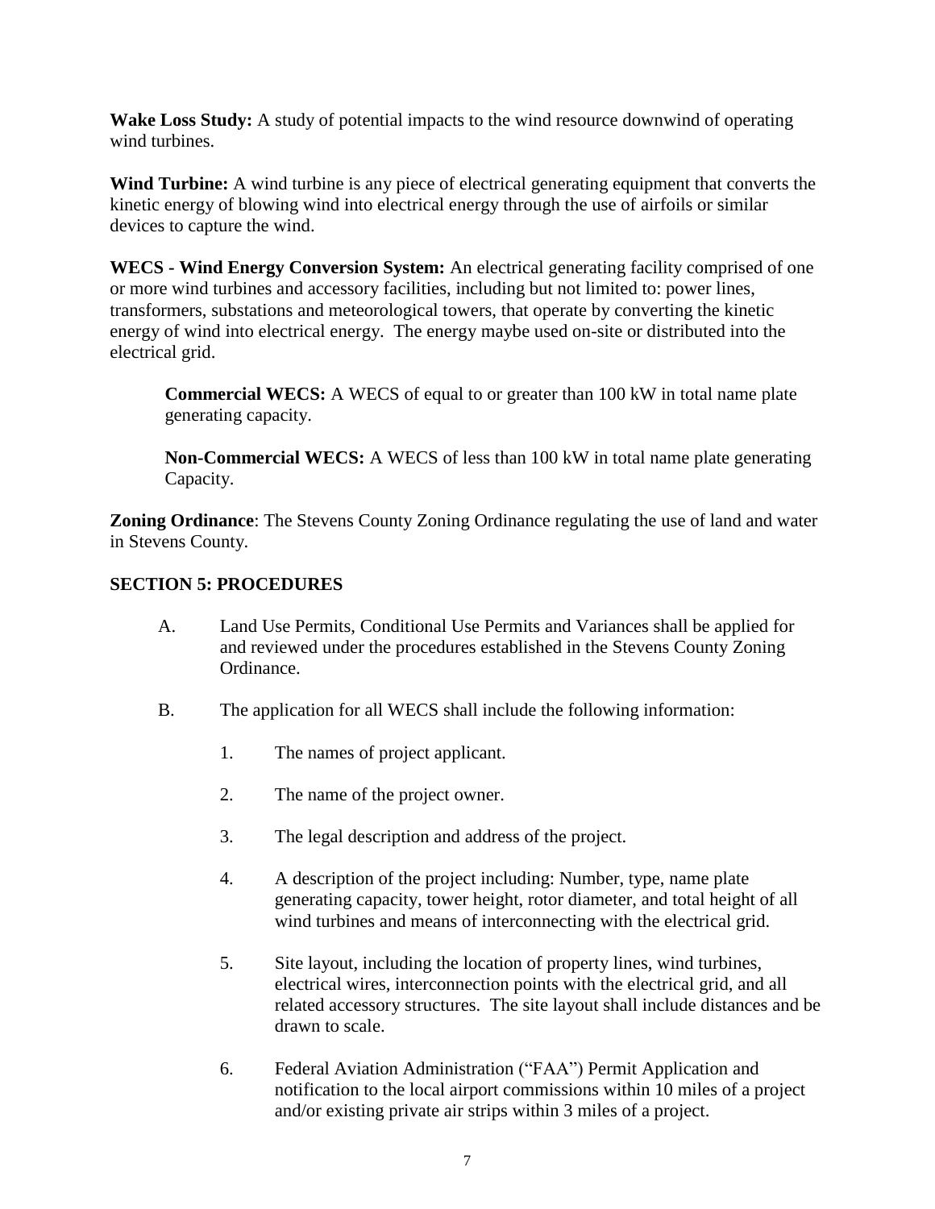**Wake Loss Study:** A study of potential impacts to the wind resource downwind of operating wind turbines.

**Wind Turbine:** A wind turbine is any piece of electrical generating equipment that converts the kinetic energy of blowing wind into electrical energy through the use of airfoils or similar devices to capture the wind.

**WECS - Wind Energy Conversion System:** An electrical generating facility comprised of one or more wind turbines and accessory facilities, including but not limited to: power lines, transformers, substations and meteorological towers, that operate by converting the kinetic energy of wind into electrical energy. The energy maybe used on-site or distributed into the electrical grid.

> **Commercial WECS:** A WECS of equal to or greater than 100 kW in total name plate generating capacity.
>
> **Non-Commercial WECS:** A WECS of less than 100 kW in total name plate generating Capacity.

**Zoning Ordinance**: The Stevens County Zoning Ordinance regulating the use of land and water in Stevens County.

## SECTION 5: PROCEDURES

A. Land Use Permits, Conditional Use Permits and Variances shall be applied for and reviewed under the procedures established in the Stevens County Zoning Ordinance.

B. The application for all WECS shall include the following information:

1. The names of project applicant.
2. The name of the project owner.
3. The legal description and address of the project.
4. A description of the project including: Number, type, name plate generating capacity, tower height, rotor diameter, and total height of all wind turbines and means of interconnecting with the electrical grid.
5. Site layout, including the location of property lines, wind turbines, electrical wires, interconnection points with the electrical grid, and all related accessory structures. The site layout shall include distances and be drawn to scale.
6. Federal Aviation Administration ("FAA") Permit Application and notification to the local airport commissions within 10 miles of a project and/or existing private air strips within 3 miles of a project.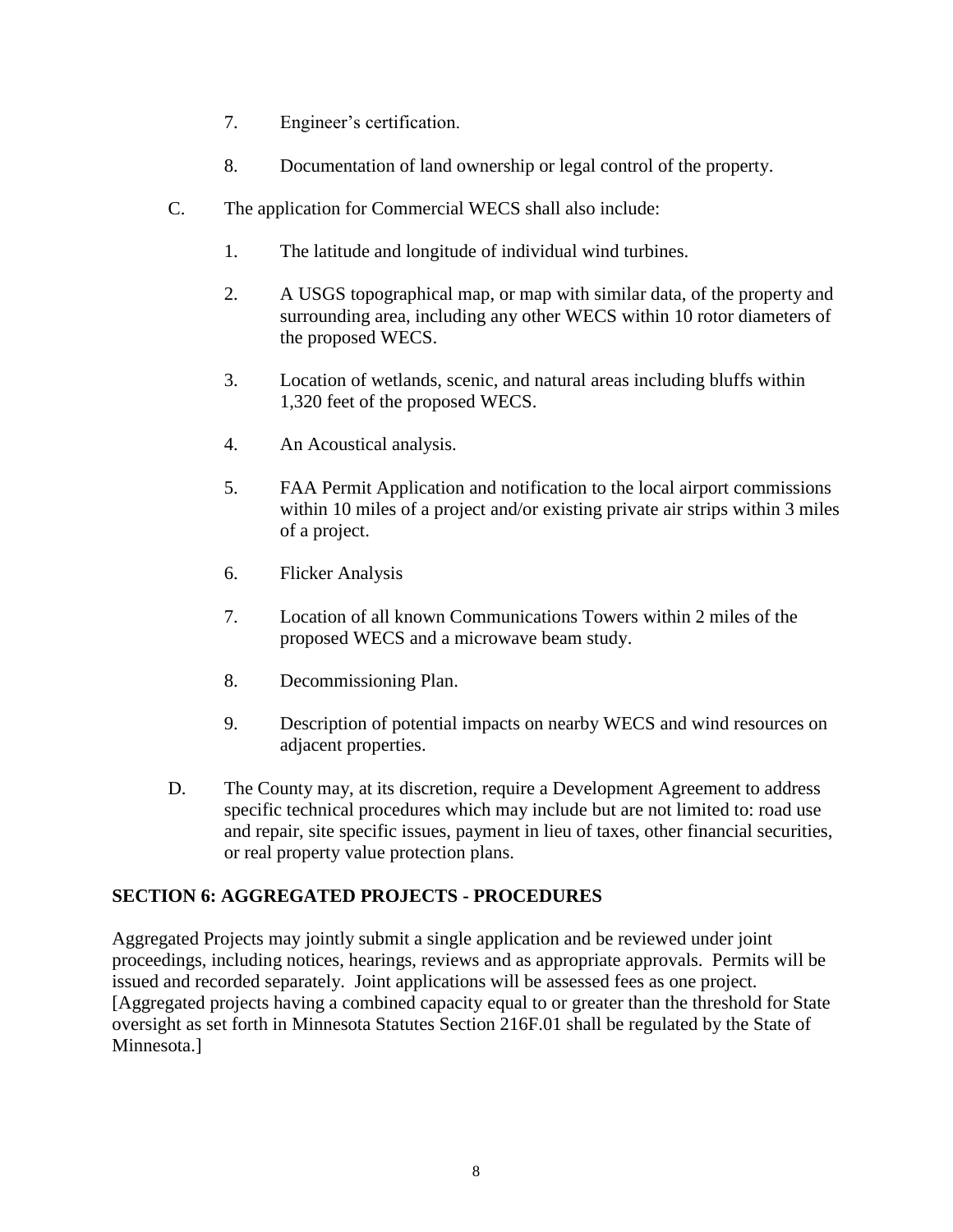7. Engineer's certification.

8. Documentation of land ownership or legal control of the property.

C. The application for Commercial WECS shall also include:

1. The latitude and longitude of individual wind turbines.

2. A USGS topographical map, or map with similar data, of the property and surrounding area, including any other WECS within 10 rotor diameters of the proposed WECS.

3. Location of wetlands, scenic, and natural areas including bluffs within 1,320 feet of the proposed WECS.

4. An Acoustical analysis.

5. FAA Permit Application and notification to the local airport commissions within 10 miles of a project and/or existing private air strips within 3 miles of a project.

6. Flicker Analysis

7. Location of all known Communications Towers within 2 miles of the proposed WECS and a microwave beam study.

8. Decommissioning Plan.

9. Description of potential impacts on nearby WECS and wind resources on adjacent properties.

D. The County may, at its discretion, require a Development Agreement to address specific technical procedures which may include but are not limited to: road use and repair, site specific issues, payment in lieu of taxes, other financial securities, or real property value protection plans.

## SECTION 6: AGGREGATED PROJECTS - PROCEDURES

Aggregated Projects may jointly submit a single application and be reviewed under joint proceedings, including notices, hearings, reviews and as appropriate approvals. Permits will be issued and recorded separately. Joint applications will be assessed fees as one project. [Aggregated projects having a combined capacity equal to or greater than the threshold for State oversight as set forth in Minnesota Statutes Section 216F.01 shall be regulated by the State of Minnesota.]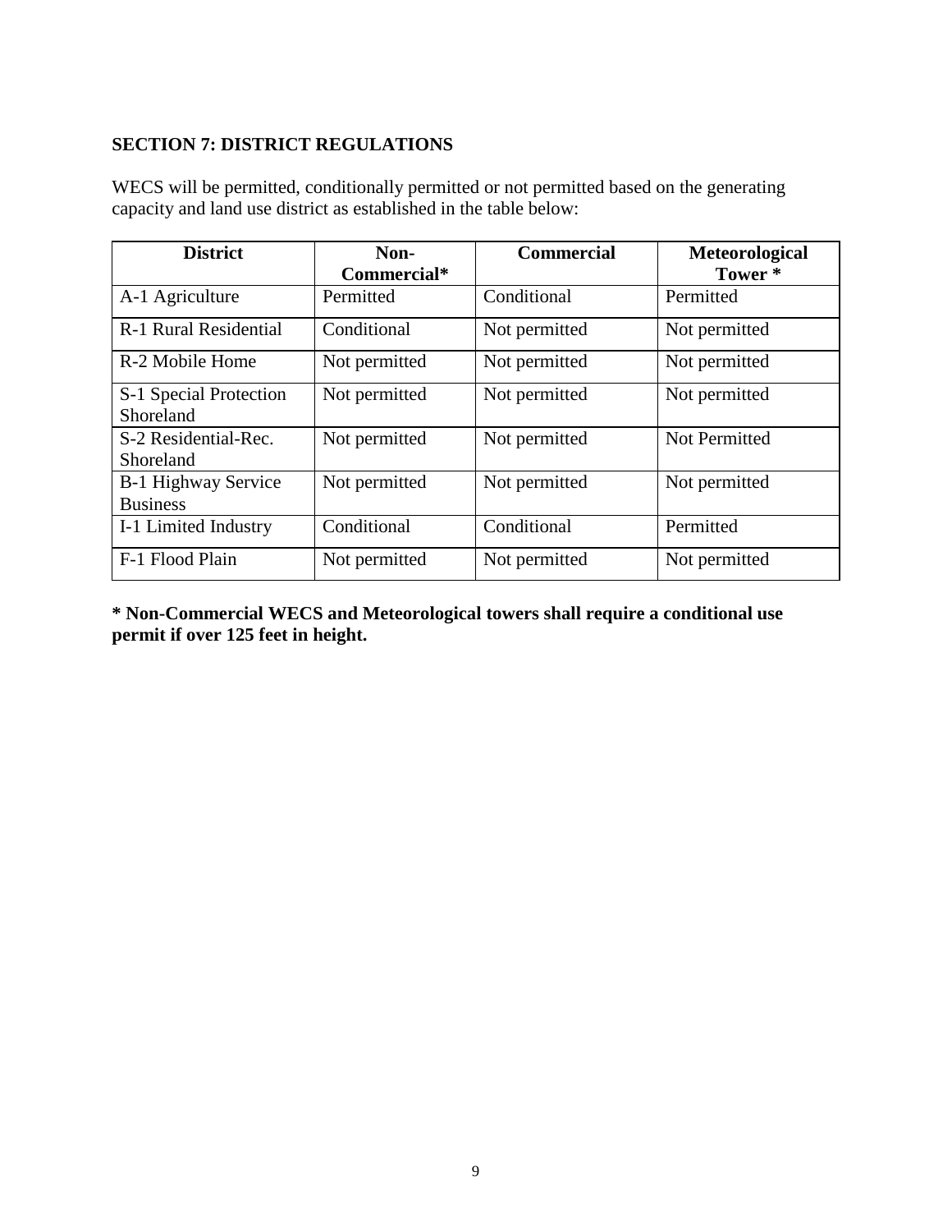## SECTION 7: DISTRICT REGULATIONS

WECS will be permitted, conditionally permitted or not permitted based on the generating capacity and land use district as established in the table below:

| District | Non-Commercial* | Commercial | Meteorological Tower * |
|---|---|---|---|
| A-1 Agriculture | Permitted | Conditional | Permitted |
| R-1 Rural Residential | Conditional | Not permitted | Not permitted |
| R-2 Mobile Home | Not permitted | Not permitted | Not permitted |
| S-1 Special Protection Shoreland | Not permitted | Not permitted | Not permitted |
| S-2 Residential-Rec. Shoreland | Not permitted | Not permitted | Not Permitted |
| B-1 Highway Service Business | Not permitted | Not permitted | Not permitted |
| I-1 Limited Industry | Conditional | Conditional | Permitted |
| F-1 Flood Plain | Not permitted | Not permitted | Not permitted |

**\* Non-Commercial WECS and Meteorological towers shall require a conditional use permit if over 125 feet in height.**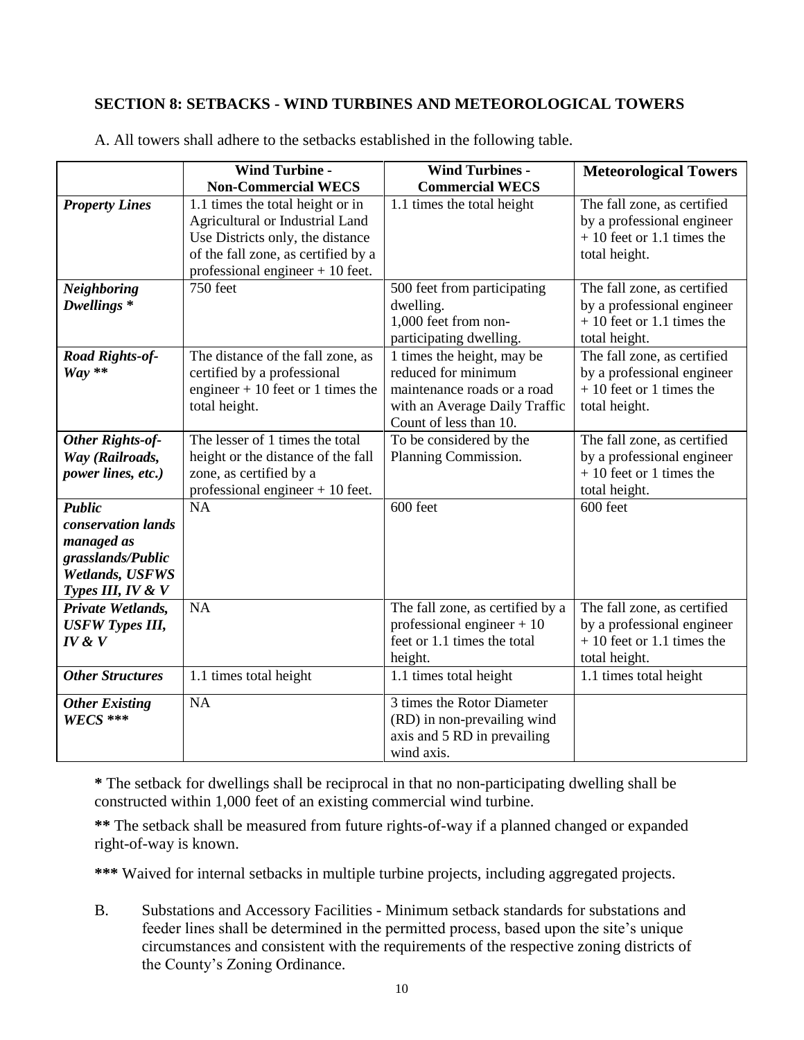## SECTION 8: SETBACKS - WIND TURBINES AND METEOROLOGICAL TOWERS

A. All towers shall adhere to the setbacks established in the following table.

| | Wind Turbine - Non-Commercial WECS | Wind Turbines - Commercial WECS | Meteorological Towers |
|---|---|---|---|
| ***Property Lines*** | 1.1 times the total height or in Agricultural or Industrial Land Use Districts only, the distance of the fall zone, as certified by a professional engineer + 10 feet. | 1.1 times the total height | The fall zone, as certified by a professional engineer + 10 feet or 1.1 times the total height. |
| ***Neighboring Dwellings **** | 750 feet | 500 feet from participating dwelling. 1,000 feet from non-participating dwelling. | The fall zone, as certified by a professional engineer + 10 feet or 1.1 times the total height. |
| ***Road Rights-of-Way ***** | The distance of the fall zone, as certified by a professional engineer + 10 feet or 1 times the total height. | 1 times the height, may be reduced for minimum maintenance roads or a road with an Average Daily Traffic Count of less than 10. | The fall zone, as certified by a professional engineer + 10 feet or 1 times the total height. |
| ***Other Rights-of-Way (Railroads, power lines, etc.)*** | The lesser of 1 times the total height or the distance of the fall zone, as certified by a professional engineer + 10 feet. | To be considered by the Planning Commission. | The fall zone, as certified by a professional engineer + 10 feet or 1 times the total height. |
| ***Public conservation lands managed as grasslands/Public Wetlands, USFWS Types III, IV & V*** | NA | 600 feet | 600 feet |
| ***Private Wetlands, USFW Types III, IV & V*** | NA | The fall zone, as certified by a professional engineer + 10 feet or 1.1 times the total height. | The fall zone, as certified by a professional engineer + 10 feet or 1.1 times the total height. |
| ***Other Structures*** | 1.1 times total height | 1.1 times total height | 1.1 times total height |
| ***Other Existing WECS ****** | NA | 3 times the Rotor Diameter (RD) in non-prevailing wind axis and 5 RD in prevailing wind axis. | |

**\*** The setback for dwellings shall be reciprocal in that no non-participating dwelling shall be constructed within 1,000 feet of an existing commercial wind turbine.

**\*\*** The setback shall be measured from future rights-of-way if a planned changed or expanded right-of-way is known.

**\*\*\*** Waived for internal setbacks in multiple turbine projects, including aggregated projects.

B. Substations and Accessory Facilities - Minimum setback standards for substations and feeder lines shall be determined in the permitted process, based upon the site's unique circumstances and consistent with the requirements of the respective zoning districts of the County's Zoning Ordinance.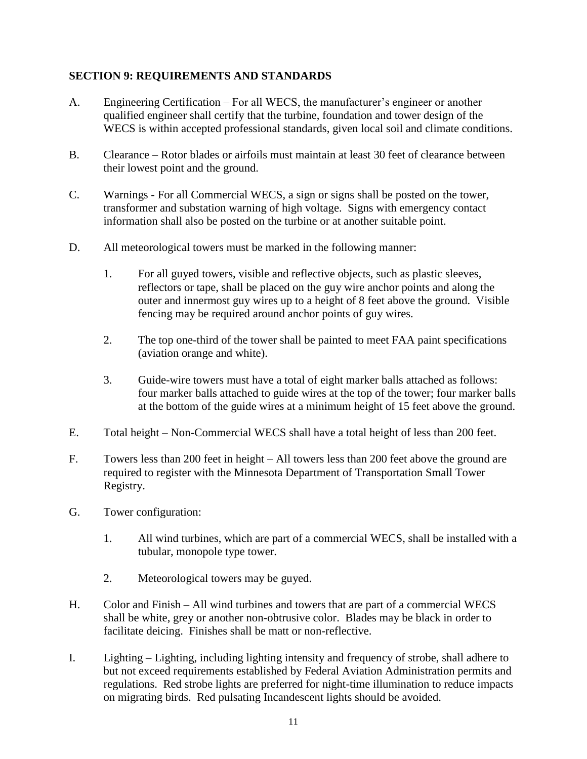## SECTION 9: REQUIREMENTS AND STANDARDS

A. Engineering Certification – For all WECS, the manufacturer's engineer or another qualified engineer shall certify that the turbine, foundation and tower design of the WECS is within accepted professional standards, given local soil and climate conditions.

B. Clearance – Rotor blades or airfoils must maintain at least 30 feet of clearance between their lowest point and the ground.

C. Warnings - For all Commercial WECS, a sign or signs shall be posted on the tower, transformer and substation warning of high voltage. Signs with emergency contact information shall also be posted on the turbine or at another suitable point.

D. All meteorological towers must be marked in the following manner:

   1. For all guyed towers, visible and reflective objects, such as plastic sleeves, reflectors or tape, shall be placed on the guy wire anchor points and along the outer and innermost guy wires up to a height of 8 feet above the ground. Visible fencing may be required around anchor points of guy wires.

   2. The top one-third of the tower shall be painted to meet FAA paint specifications (aviation orange and white).

   3. Guide-wire towers must have a total of eight marker balls attached as follows: four marker balls attached to guide wires at the top of the tower; four marker balls at the bottom of the guide wires at a minimum height of 15 feet above the ground.

E. Total height – Non-Commercial WECS shall have a total height of less than 200 feet.

F. Towers less than 200 feet in height – All towers less than 200 feet above the ground are required to register with the Minnesota Department of Transportation Small Tower Registry.

G. Tower configuration:

   1. All wind turbines, which are part of a commercial WECS, shall be installed with a tubular, monopole type tower.

   2. Meteorological towers may be guyed.

H. Color and Finish – All wind turbines and towers that are part of a commercial WECS shall be white, grey or another non-obtrusive color. Blades may be black in order to facilitate deicing. Finishes shall be matt or non-reflective.

I. Lighting – Lighting, including lighting intensity and frequency of strobe, shall adhere to but not exceed requirements established by Federal Aviation Administration permits and regulations. Red strobe lights are preferred for night-time illumination to reduce impacts on migrating birds. Red pulsating Incandescent lights should be avoided.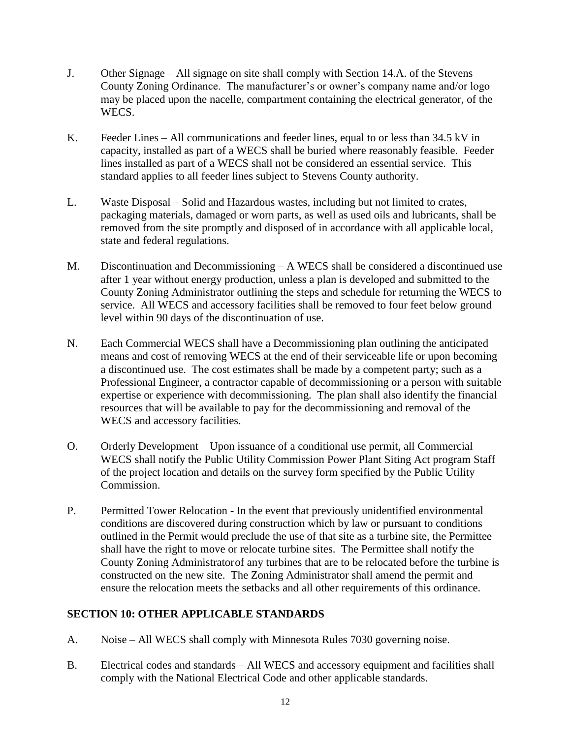J. Other Signage – All signage on site shall comply with Section 14.A. of the Stevens County Zoning Ordinance. The manufacturer's or owner's company name and/or logo may be placed upon the nacelle, compartment containing the electrical generator, of the WECS.

K. Feeder Lines – All communications and feeder lines, equal to or less than 34.5 kV in capacity, installed as part of a WECS shall be buried where reasonably feasible. Feeder lines installed as part of a WECS shall not be considered an essential service. This standard applies to all feeder lines subject to Stevens County authority.

L. Waste Disposal – Solid and Hazardous wastes, including but not limited to crates, packaging materials, damaged or worn parts, as well as used oils and lubricants, shall be removed from the site promptly and disposed of in accordance with all applicable local, state and federal regulations.

M. Discontinuation and Decommissioning – A WECS shall be considered a discontinued use after 1 year without energy production, unless a plan is developed and submitted to the County Zoning Administrator outlining the steps and schedule for returning the WECS to service. All WECS and accessory facilities shall be removed to four feet below ground level within 90 days of the discontinuation of use.

N. Each Commercial WECS shall have a Decommissioning plan outlining the anticipated means and cost of removing WECS at the end of their serviceable life or upon becoming a discontinued use. The cost estimates shall be made by a competent party; such as a Professional Engineer, a contractor capable of decommissioning or a person with suitable expertise or experience with decommissioning. The plan shall also identify the financial resources that will be available to pay for the decommissioning and removal of the WECS and accessory facilities.

O. Orderly Development – Upon issuance of a conditional use permit, all Commercial WECS shall notify the Public Utility Commission Power Plant Siting Act program Staff of the project location and details on the survey form specified by the Public Utility Commission.

P. Permitted Tower Relocation - In the event that previously unidentified environmental conditions are discovered during construction which by law or pursuant to conditions outlined in the Permit would preclude the use of that site as a turbine site, the Permittee shall have the right to move or relocate turbine sites. The Permittee shall notify the County Zoning Administratorof any turbines that are to be relocated before the turbine is constructed on the new site. The Zoning Administrator shall amend the permit and ensure the relocation meets the setbacks and all other requirements of this ordinance.

## SECTION 10: OTHER APPLICABLE STANDARDS

A. Noise – All WECS shall comply with Minnesota Rules 7030 governing noise.

B. Electrical codes and standards – All WECS and accessory equipment and facilities shall comply with the National Electrical Code and other applicable standards.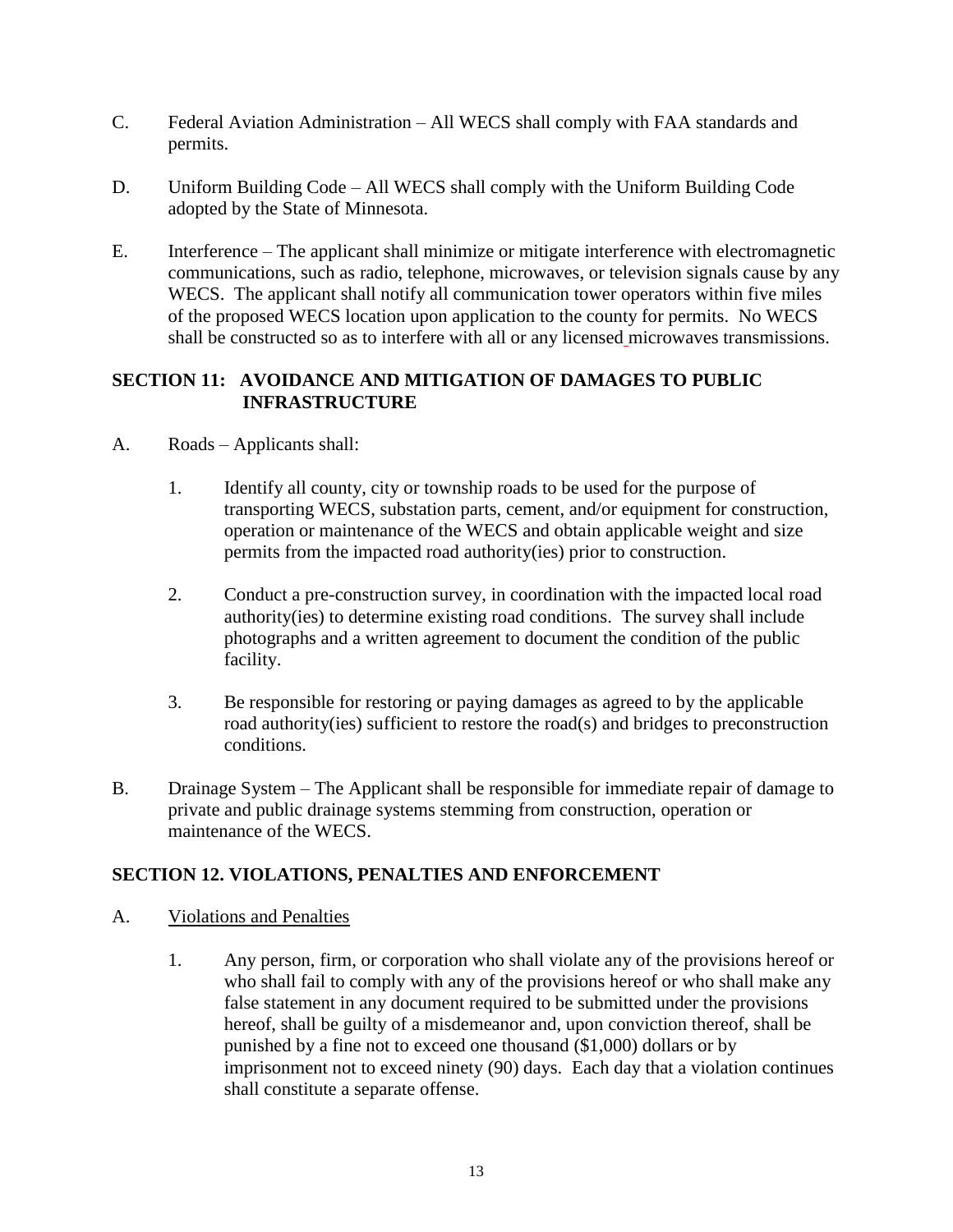C. Federal Aviation Administration – All WECS shall comply with FAA standards and permits.

D. Uniform Building Code – All WECS shall comply with the Uniform Building Code adopted by the State of Minnesota.

E. Interference – The applicant shall minimize or mitigate interference with electromagnetic communications, such as radio, telephone, microwaves, or television signals cause by any WECS. The applicant shall notify all communication tower operators within five miles of the proposed WECS location upon application to the county for permits. No WECS shall be constructed so as to interfere with all or any licensed microwaves transmissions.

## SECTION 11: AVOIDANCE AND MITIGATION OF DAMAGES TO PUBLIC INFRASTRUCTURE

A. Roads – Applicants shall:

1. Identify all county, city or township roads to be used for the purpose of transporting WECS, substation parts, cement, and/or equipment for construction, operation or maintenance of the WECS and obtain applicable weight and size permits from the impacted road authority(ies) prior to construction.

2. Conduct a pre-construction survey, in coordination with the impacted local road authority(ies) to determine existing road conditions. The survey shall include photographs and a written agreement to document the condition of the public facility.

3. Be responsible for restoring or paying damages as agreed to by the applicable road authority(ies) sufficient to restore the road(s) and bridges to preconstruction conditions.

B. Drainage System – The Applicant shall be responsible for immediate repair of damage to private and public drainage systems stemming from construction, operation or maintenance of the WECS.

## SECTION 12. VIOLATIONS, PENALTIES AND ENFORCEMENT

A. Violations and Penalties

1. Any person, firm, or corporation who shall violate any of the provisions hereof or who shall fail to comply with any of the provisions hereof or who shall make any false statement in any document required to be submitted under the provisions hereof, shall be guilty of a misdemeanor and, upon conviction thereof, shall be punished by a fine not to exceed one thousand ($1,000) dollars or by imprisonment not to exceed ninety (90) days. Each day that a violation continues shall constitute a separate offense.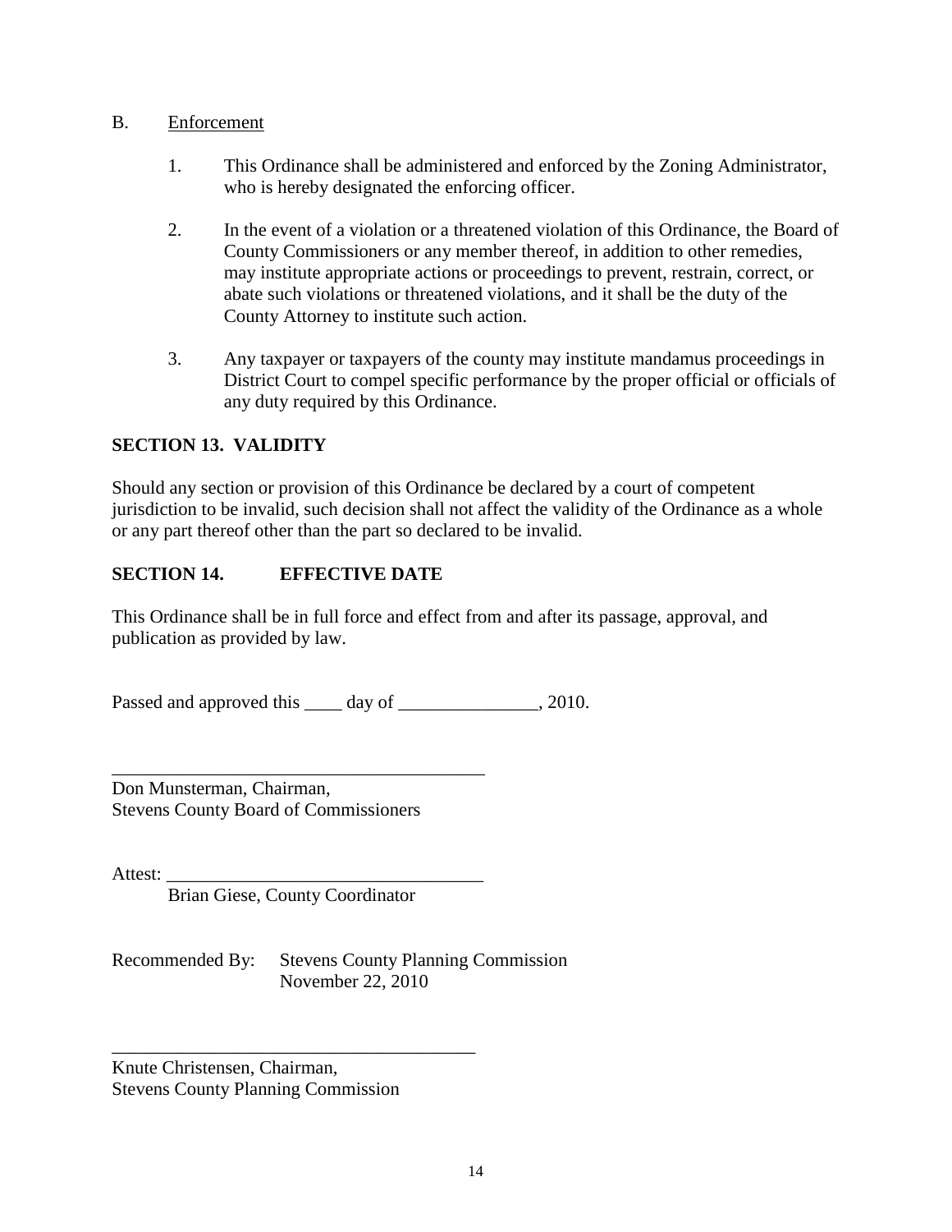B. Enforcement

1. This Ordinance shall be administered and enforced by the Zoning Administrator, who is hereby designated the enforcing officer.

2. In the event of a violation or a threatened violation of this Ordinance, the Board of County Commissioners or any member thereof, in addition to other remedies, may institute appropriate actions or proceedings to prevent, restrain, correct, or abate such violations or threatened violations, and it shall be the duty of the County Attorney to institute such action.

3. Any taxpayer or taxpayers of the county may institute mandamus proceedings in District Court to compel specific performance by the proper official or officials of any duty required by this Ordinance.

## SECTION 13. VALIDITY

Should any section or provision of this Ordinance be declared by a court of competent jurisdiction to be invalid, such decision shall not affect the validity of the Ordinance as a whole or any part thereof other than the part so declared to be invalid.

## SECTION 14. EFFECTIVE DATE

This Ordinance shall be in full force and effect from and after its passage, approval, and publication as provided by law.

Passed and approved this ____ day of _______________, 2010.

__________________________________________
Don Munsterman, Chairman,
Stevens County Board of Commissioners

Attest: __________________________________
Brian Giese, County Coordinator

Recommended By: Stevens County Planning Commission
November 22, 2010

__________________________________________
Knute Christensen, Chairman,
Stevens County Planning Commission